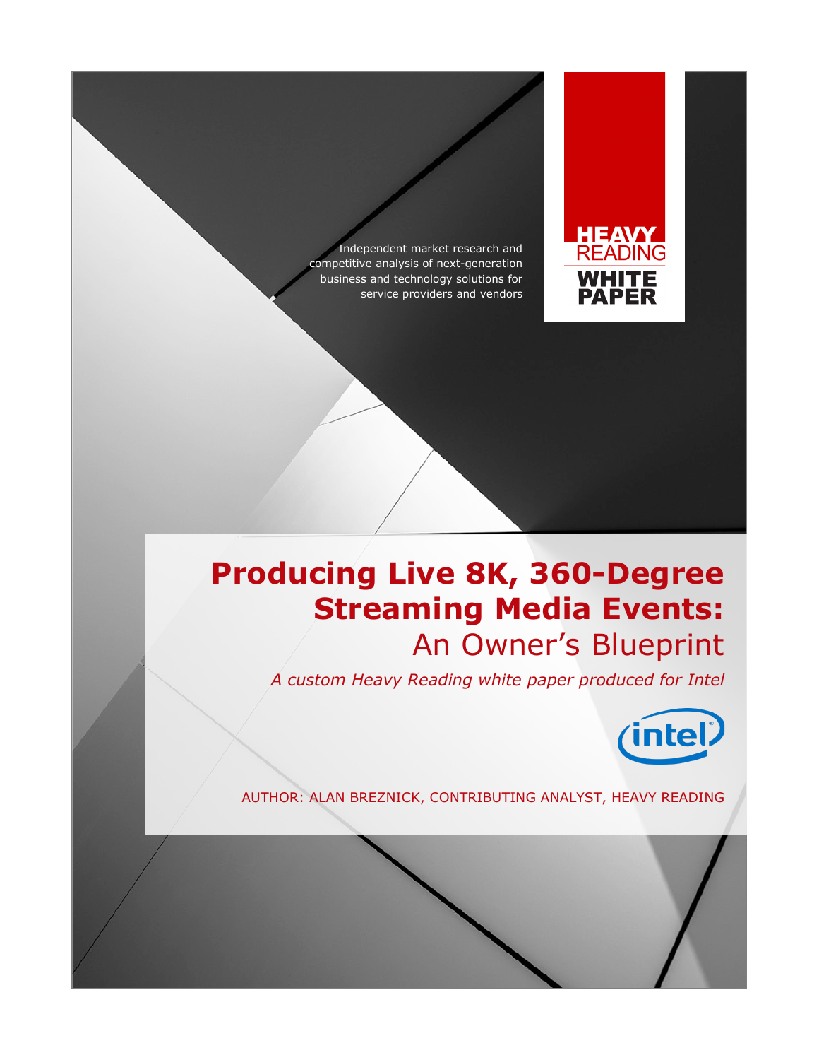Independent market research and competitive analysis of next-generation business and technology solutions for service providers and vendors

HEAVY READING
WHITE PAPER

# Producing Live 8K, 360-Degree Streaming Media Events: An Owner's Blueprint

*A custom Heavy Reading white paper produced for Intel*

AUTHOR: ALAN BREZNICK, CONTRIBUTING ANALYST, HEAVY READING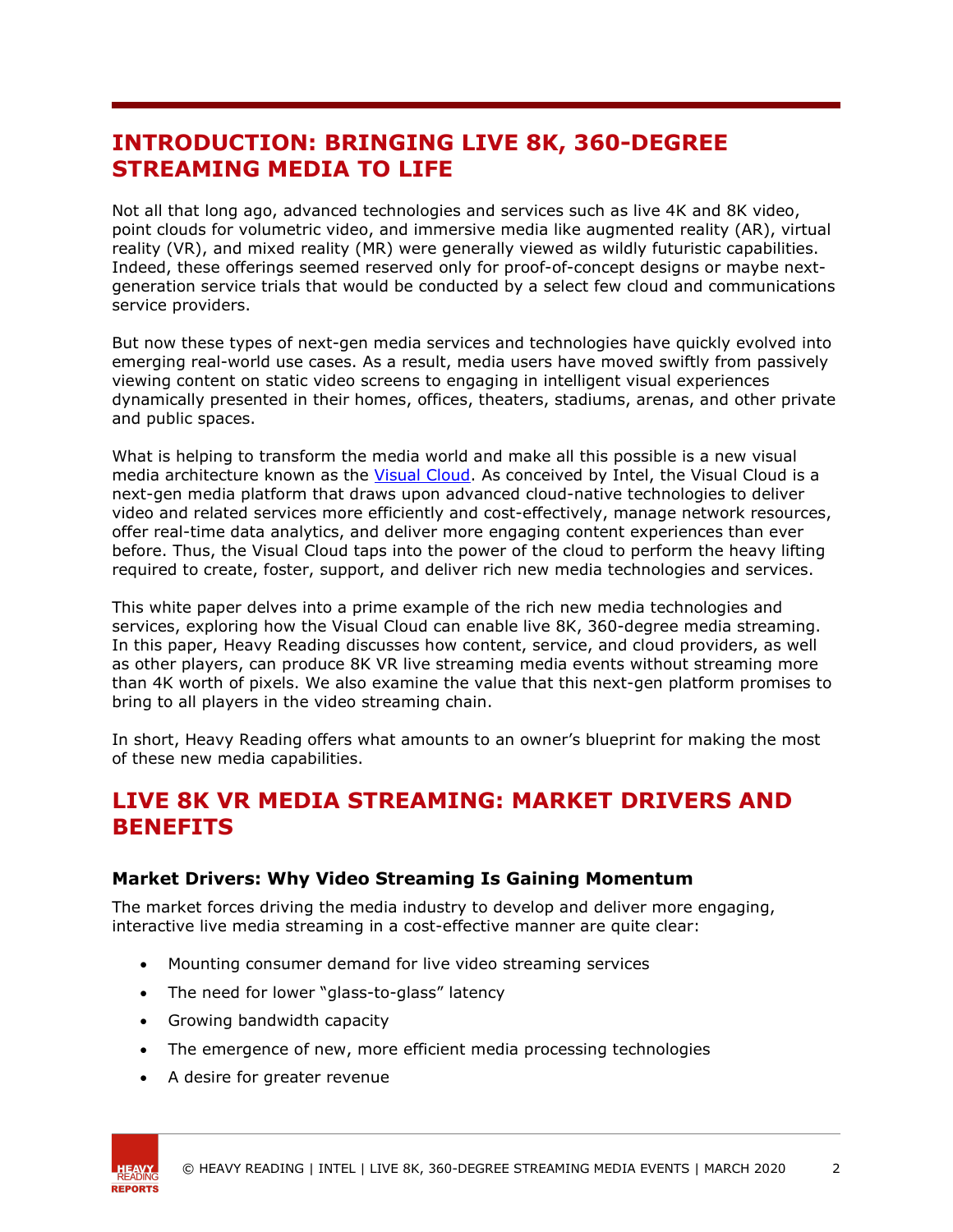## INTRODUCTION: BRINGING LIVE 8K, 360-DEGREE STREAMING MEDIA TO LIFE

Not all that long ago, advanced technologies and services such as live 4K and 8K video, point clouds for volumetric video, and immersive media like augmented reality (AR), virtual reality (VR), and mixed reality (MR) were generally viewed as wildly futuristic capabilities. Indeed, these offerings seemed reserved only for proof-of-concept designs or maybe next-generation service trials that would be conducted by a select few cloud and communications service providers.

But now these types of next-gen media services and technologies have quickly evolved into emerging real-world use cases. As a result, media users have moved swiftly from passively viewing content on static video screens to engaging in intelligent visual experiences dynamically presented in their homes, offices, theaters, stadiums, arenas, and other private and public spaces.

What is helping to transform the media world and make all this possible is a new visual media architecture known as the Visual Cloud. As conceived by Intel, the Visual Cloud is a next-gen media platform that draws upon advanced cloud-native technologies to deliver video and related services more efficiently and cost-effectively, manage network resources, offer real-time data analytics, and deliver more engaging content experiences than ever before. Thus, the Visual Cloud taps into the power of the cloud to perform the heavy lifting required to create, foster, support, and deliver rich new media technologies and services.

This white paper delves into a prime example of the rich new media technologies and services, exploring how the Visual Cloud can enable live 8K, 360-degree media streaming. In this paper, Heavy Reading discusses how content, service, and cloud providers, as well as other players, can produce 8K VR live streaming media events without streaming more than 4K worth of pixels. We also examine the value that this next-gen platform promises to bring to all players in the video streaming chain.

In short, Heavy Reading offers what amounts to an owner's blueprint for making the most of these new media capabilities.

## LIVE 8K VR MEDIA STREAMING: MARKET DRIVERS AND BENEFITS

### Market Drivers: Why Video Streaming Is Gaining Momentum

The market forces driving the media industry to develop and deliver more engaging, interactive live media streaming in a cost-effective manner are quite clear:

- Mounting consumer demand for live video streaming services
- The need for lower "glass-to-glass" latency
- Growing bandwidth capacity
- The emergence of new, more efficient media processing technologies
- A desire for greater revenue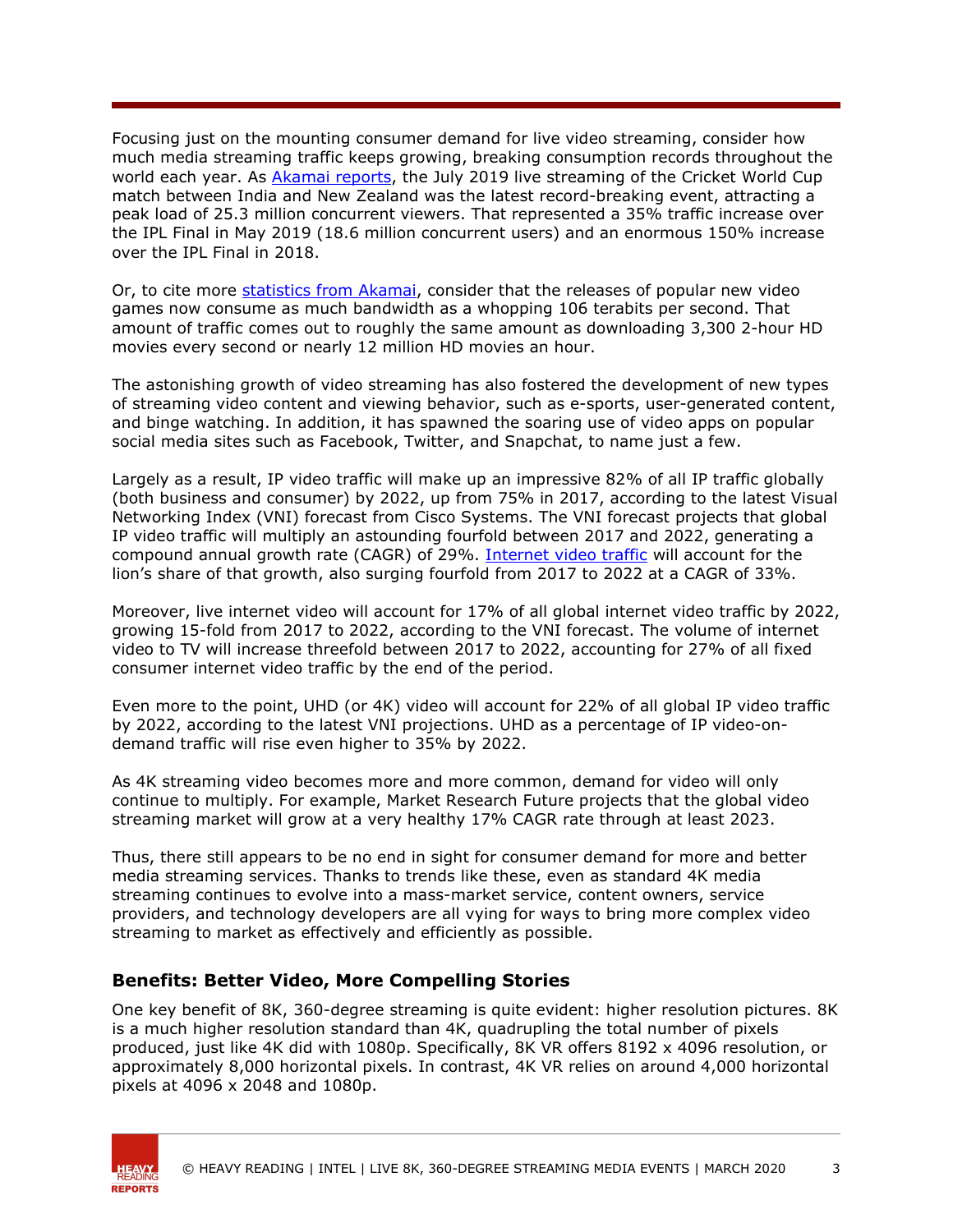Focusing just on the mounting consumer demand for live video streaming, consider how much media streaming traffic keeps growing, breaking consumption records throughout the world each year. As Akamai reports, the July 2019 live streaming of the Cricket World Cup match between India and New Zealand was the latest record-breaking event, attracting a peak load of 25.3 million concurrent viewers. That represented a 35% traffic increase over the IPL Final in May 2019 (18.6 million concurrent users) and an enormous 150% increase over the IPL Final in 2018.

Or, to cite more statistics from Akamai, consider that the releases of popular new video games now consume as much bandwidth as a whopping 106 terabits per second. That amount of traffic comes out to roughly the same amount as downloading 3,300 2-hour HD movies every second or nearly 12 million HD movies an hour.

The astonishing growth of video streaming has also fostered the development of new types of streaming video content and viewing behavior, such as e-sports, user-generated content, and binge watching. In addition, it has spawned the soaring use of video apps on popular social media sites such as Facebook, Twitter, and Snapchat, to name just a few.

Largely as a result, IP video traffic will make up an impressive 82% of all IP traffic globally (both business and consumer) by 2022, up from 75% in 2017, according to the latest Visual Networking Index (VNI) forecast from Cisco Systems. The VNI forecast projects that global IP video traffic will multiply an astounding fourfold between 2017 and 2022, generating a compound annual growth rate (CAGR) of 29%. Internet video traffic will account for the lion's share of that growth, also surging fourfold from 2017 to 2022 at a CAGR of 33%.

Moreover, live internet video will account for 17% of all global internet video traffic by 2022, growing 15-fold from 2017 to 2022, according to the VNI forecast. The volume of internet video to TV will increase threefold between 2017 to 2022, accounting for 27% of all fixed consumer internet video traffic by the end of the period.

Even more to the point, UHD (or 4K) video will account for 22% of all global IP video traffic by 2022, according to the latest VNI projections. UHD as a percentage of IP video-on-demand traffic will rise even higher to 35% by 2022.

As 4K streaming video becomes more and more common, demand for video will only continue to multiply. For example, Market Research Future projects that the global video streaming market will grow at a very healthy 17% CAGR rate through at least 2023.

Thus, there still appears to be no end in sight for consumer demand for more and better media streaming services. Thanks to trends like these, even as standard 4K media streaming continues to evolve into a mass-market service, content owners, service providers, and technology developers are all vying for ways to bring more complex video streaming to market as effectively and efficiently as possible.

### Benefits: Better Video, More Compelling Stories

One key benefit of 8K, 360-degree streaming is quite evident: higher resolution pictures. 8K is a much higher resolution standard than 4K, quadrupling the total number of pixels produced, just like 4K did with 1080p. Specifically, 8K VR offers 8192 x 4096 resolution, or approximately 8,000 horizontal pixels. In contrast, 4K VR relies on around 4,000 horizontal pixels at 4096 x 2048 and 1080p.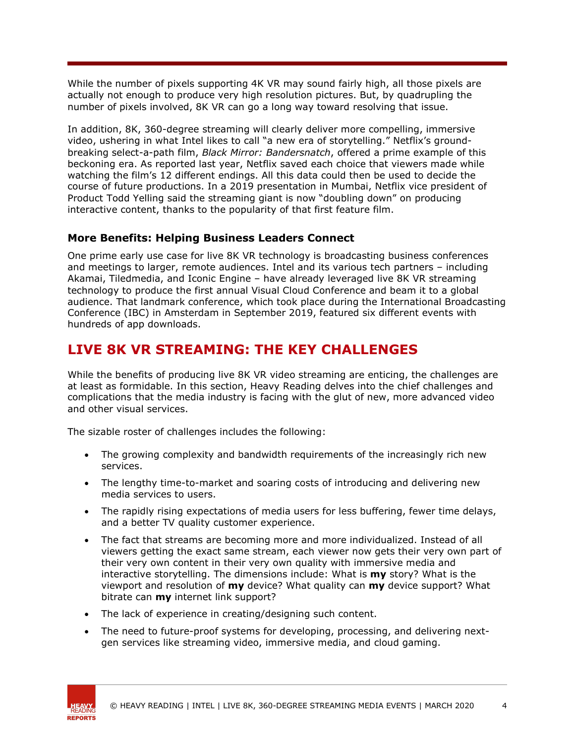While the number of pixels supporting 4K VR may sound fairly high, all those pixels are actually not enough to produce very high resolution pictures. But, by quadrupling the number of pixels involved, 8K VR can go a long way toward resolving that issue.

In addition, 8K, 360-degree streaming will clearly deliver more compelling, immersive video, ushering in what Intel likes to call "a new era of storytelling." Netflix's ground-breaking select-a-path film, *Black Mirror: Bandersnatch*, offered a prime example of this beckoning era. As reported last year, Netflix saved each choice that viewers made while watching the film's 12 different endings. All this data could then be used to decide the course of future productions. In a 2019 presentation in Mumbai, Netflix vice president of Product Todd Yelling said the streaming giant is now "doubling down" on producing interactive content, thanks to the popularity of that first feature film.

### More Benefits: Helping Business Leaders Connect

One prime early use case for live 8K VR technology is broadcasting business conferences and meetings to larger, remote audiences. Intel and its various tech partners – including Akamai, Tiledmedia, and Iconic Engine – have already leveraged live 8K VR streaming technology to produce the first annual Visual Cloud Conference and beam it to a global audience. That landmark conference, which took place during the International Broadcasting Conference (IBC) in Amsterdam in September 2019, featured six different events with hundreds of app downloads.

## LIVE 8K VR STREAMING: THE KEY CHALLENGES

While the benefits of producing live 8K VR video streaming are enticing, the challenges are at least as formidable. In this section, Heavy Reading delves into the chief challenges and complications that the media industry is facing with the glut of new, more advanced video and other visual services.

The sizable roster of challenges includes the following:

- The growing complexity and bandwidth requirements of the increasingly rich new services.
- The lengthy time-to-market and soaring costs of introducing and delivering new media services to users.
- The rapidly rising expectations of media users for less buffering, fewer time delays, and a better TV quality customer experience.
- The fact that streams are becoming more and more individualized. Instead of all viewers getting the exact same stream, each viewer now gets their very own part of their very own content in their very own quality with immersive media and interactive storytelling. The dimensions include: What is **my** story? What is the viewport and resolution of **my** device? What quality can **my** device support? What bitrate can **my** internet link support?
- The lack of experience in creating/designing such content.
- The need to future-proof systems for developing, processing, and delivering next-gen services like streaming video, immersive media, and cloud gaming.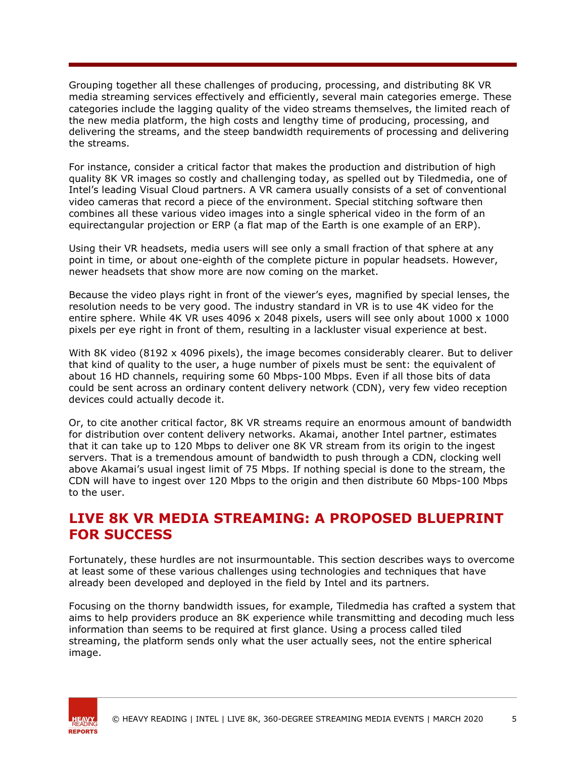Grouping together all these challenges of producing, processing, and distributing 8K VR media streaming services effectively and efficiently, several main categories emerge. These categories include the lagging quality of the video streams themselves, the limited reach of the new media platform, the high costs and lengthy time of producing, processing, and delivering the streams, and the steep bandwidth requirements of processing and delivering the streams.

For instance, consider a critical factor that makes the production and distribution of high quality 8K VR images so costly and challenging today, as spelled out by Tiledmedia, one of Intel's leading Visual Cloud partners. A VR camera usually consists of a set of conventional video cameras that record a piece of the environment. Special stitching software then combines all these various video images into a single spherical video in the form of an equirectangular projection or ERP (a flat map of the Earth is one example of an ERP).

Using their VR headsets, media users will see only a small fraction of that sphere at any point in time, or about one-eighth of the complete picture in popular headsets. However, newer headsets that show more are now coming on the market.

Because the video plays right in front of the viewer's eyes, magnified by special lenses, the resolution needs to be very good. The industry standard in VR is to use 4K video for the entire sphere. While 4K VR uses 4096 x 2048 pixels, users will see only about 1000 x 1000 pixels per eye right in front of them, resulting in a lackluster visual experience at best.

With 8K video (8192 x 4096 pixels), the image becomes considerably clearer. But to deliver that kind of quality to the user, a huge number of pixels must be sent: the equivalent of about 16 HD channels, requiring some 60 Mbps-100 Mbps. Even if all those bits of data could be sent across an ordinary content delivery network (CDN), very few video reception devices could actually decode it.

Or, to cite another critical factor, 8K VR streams require an enormous amount of bandwidth for distribution over content delivery networks. Akamai, another Intel partner, estimates that it can take up to 120 Mbps to deliver one 8K VR stream from its origin to the ingest servers. That is a tremendous amount of bandwidth to push through a CDN, clocking well above Akamai's usual ingest limit of 75 Mbps. If nothing special is done to the stream, the CDN will have to ingest over 120 Mbps to the origin and then distribute 60 Mbps-100 Mbps to the user.

## LIVE 8K VR MEDIA STREAMING: A PROPOSED BLUEPRINT FOR SUCCESS

Fortunately, these hurdles are not insurmountable. This section describes ways to overcome at least some of these various challenges using technologies and techniques that have already been developed and deployed in the field by Intel and its partners.

Focusing on the thorny bandwidth issues, for example, Tiledmedia has crafted a system that aims to help providers produce an 8K experience while transmitting and decoding much less information than seems to be required at first glance. Using a process called tiled streaming, the platform sends only what the user actually sees, not the entire spherical image.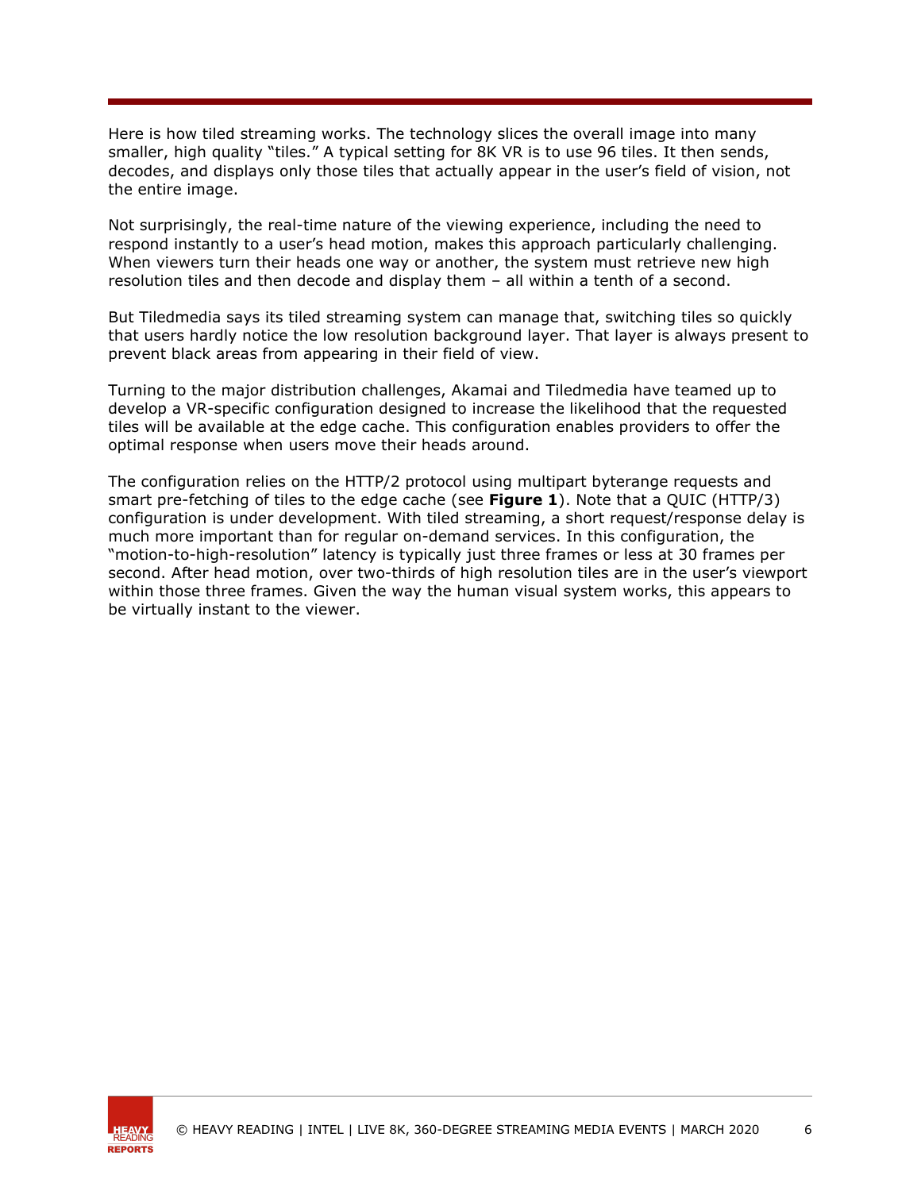Here is how tiled streaming works. The technology slices the overall image into many smaller, high quality "tiles." A typical setting for 8K VR is to use 96 tiles. It then sends, decodes, and displays only those tiles that actually appear in the user's field of vision, not the entire image.

Not surprisingly, the real-time nature of the viewing experience, including the need to respond instantly to a user's head motion, makes this approach particularly challenging. When viewers turn their heads one way or another, the system must retrieve new high resolution tiles and then decode and display them – all within a tenth of a second.

But Tiledmedia says its tiled streaming system can manage that, switching tiles so quickly that users hardly notice the low resolution background layer. That layer is always present to prevent black areas from appearing in their field of view.

Turning to the major distribution challenges, Akamai and Tiledmedia have teamed up to develop a VR-specific configuration designed to increase the likelihood that the requested tiles will be available at the edge cache. This configuration enables providers to offer the optimal response when users move their heads around.

The configuration relies on the HTTP/2 protocol using multipart byterange requests and smart pre-fetching of tiles to the edge cache (see **Figure 1**). Note that a QUIC (HTTP/3) configuration is under development. With tiled streaming, a short request/response delay is much more important than for regular on-demand services. In this configuration, the "motion-to-high-resolution" latency is typically just three frames or less at 30 frames per second. After head motion, over two-thirds of high resolution tiles are in the user's viewport within those three frames. Given the way the human visual system works, this appears to be virtually instant to the viewer.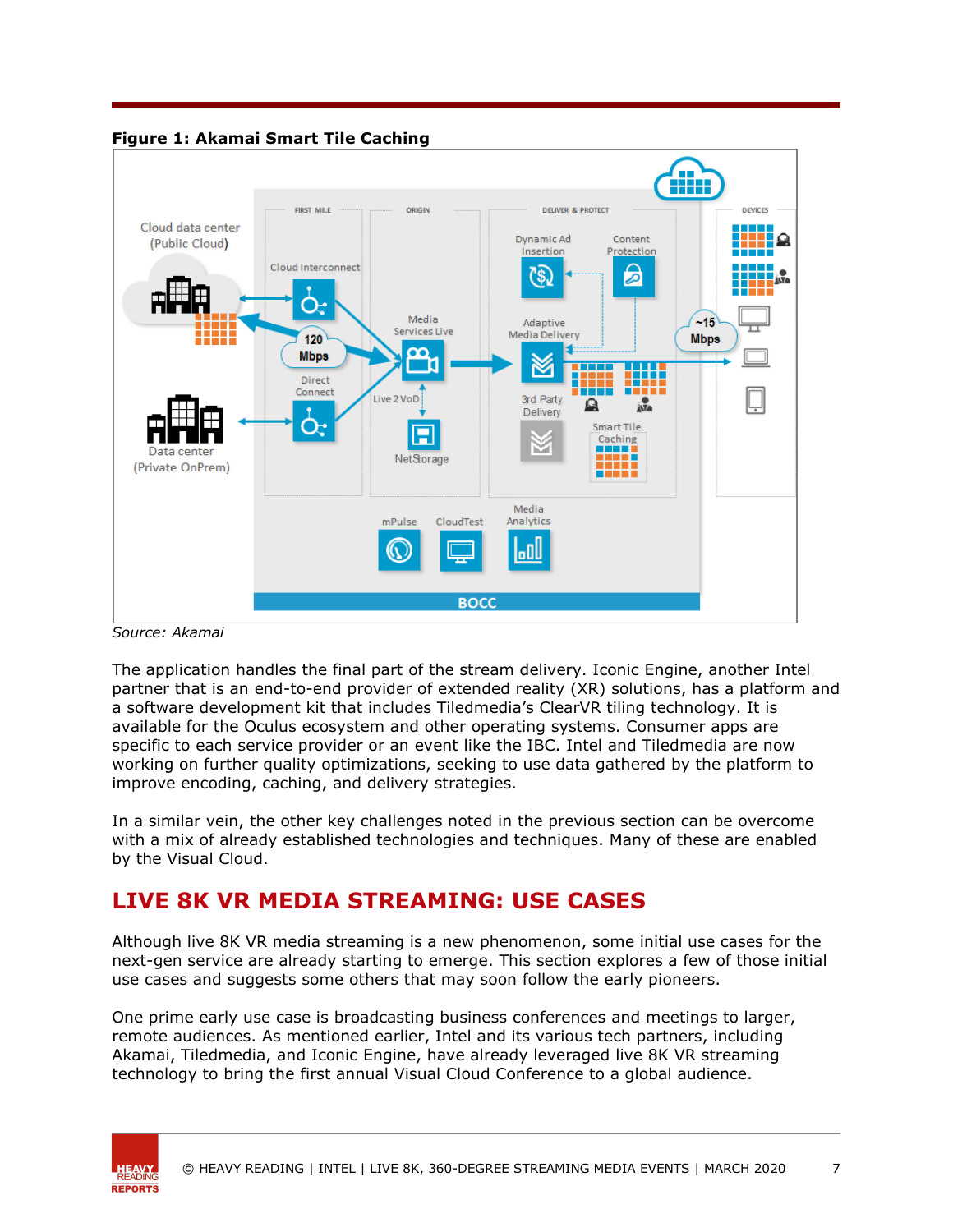**Figure 1: Akamai Smart Tile Caching**

*Source: Akamai*

The application handles the final part of the stream delivery. Iconic Engine, another Intel partner that is an end-to-end provider of extended reality (XR) solutions, has a platform and a software development kit that includes Tiledmedia's ClearVR tiling technology. It is available for the Oculus ecosystem and other operating systems. Consumer apps are specific to each service provider or an event like the IBC. Intel and Tiledmedia are now working on further quality optimizations, seeking to use data gathered by the platform to improve encoding, caching, and delivery strategies.

In a similar vein, the other key challenges noted in the previous section can be overcome with a mix of already established technologies and techniques. Many of these are enabled by the Visual Cloud.

## LIVE 8K VR MEDIA STREAMING: USE CASES

Although live 8K VR media streaming is a new phenomenon, some initial use cases for the next-gen service are already starting to emerge. This section explores a few of those initial use cases and suggests some others that may soon follow the early pioneers.

One prime early use case is broadcasting business conferences and meetings to larger, remote audiences. As mentioned earlier, Intel and its various tech partners, including Akamai, Tiledmedia, and Iconic Engine, have already leveraged live 8K VR streaming technology to bring the first annual Visual Cloud Conference to a global audience.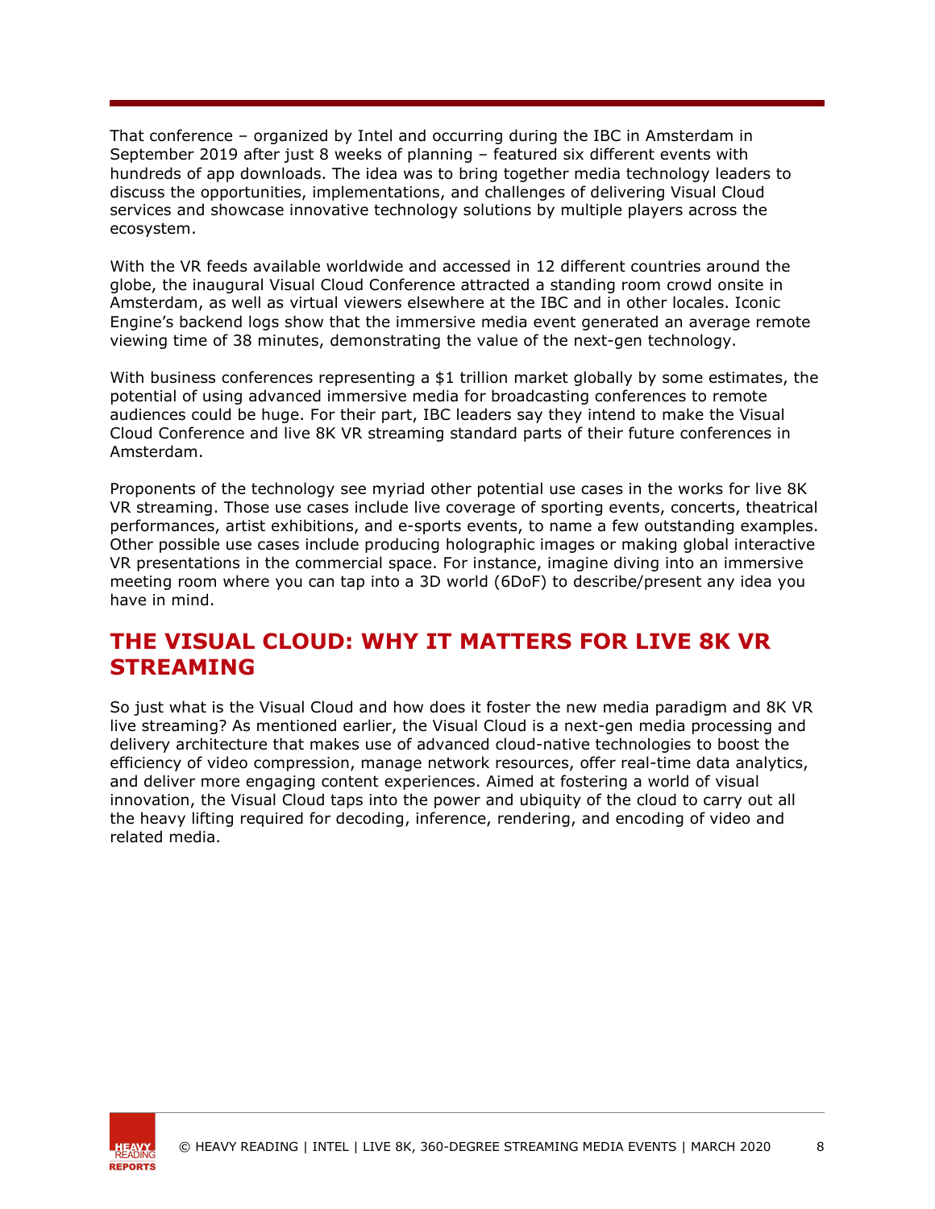That conference – organized by Intel and occurring during the IBC in Amsterdam in September 2019 after just 8 weeks of planning – featured six different events with hundreds of app downloads. The idea was to bring together media technology leaders to discuss the opportunities, implementations, and challenges of delivering Visual Cloud services and showcase innovative technology solutions by multiple players across the ecosystem.

With the VR feeds available worldwide and accessed in 12 different countries around the globe, the inaugural Visual Cloud Conference attracted a standing room crowd onsite in Amsterdam, as well as virtual viewers elsewhere at the IBC and in other locales. Iconic Engine's backend logs show that the immersive media event generated an average remote viewing time of 38 minutes, demonstrating the value of the next-gen technology.

With business conferences representing a $1 trillion market globally by some estimates, the potential of using advanced immersive media for broadcasting conferences to remote audiences could be huge. For their part, IBC leaders say they intend to make the Visual Cloud Conference and live 8K VR streaming standard parts of their future conferences in Amsterdam.

Proponents of the technology see myriad other potential use cases in the works for live 8K VR streaming. Those use cases include live coverage of sporting events, concerts, theatrical performances, artist exhibitions, and e-sports events, to name a few outstanding examples. Other possible use cases include producing holographic images or making global interactive VR presentations in the commercial space. For instance, imagine diving into an immersive meeting room where you can tap into a 3D world (6DoF) to describe/present any idea you have in mind.

## THE VISUAL CLOUD: WHY IT MATTERS FOR LIVE 8K VR STREAMING

So just what is the Visual Cloud and how does it foster the new media paradigm and 8K VR live streaming? As mentioned earlier, the Visual Cloud is a next-gen media processing and delivery architecture that makes use of advanced cloud-native technologies to boost the efficiency of video compression, manage network resources, offer real-time data analytics, and deliver more engaging content experiences. Aimed at fostering a world of visual innovation, the Visual Cloud taps into the power and ubiquity of the cloud to carry out all the heavy lifting required for decoding, inference, rendering, and encoding of video and related media.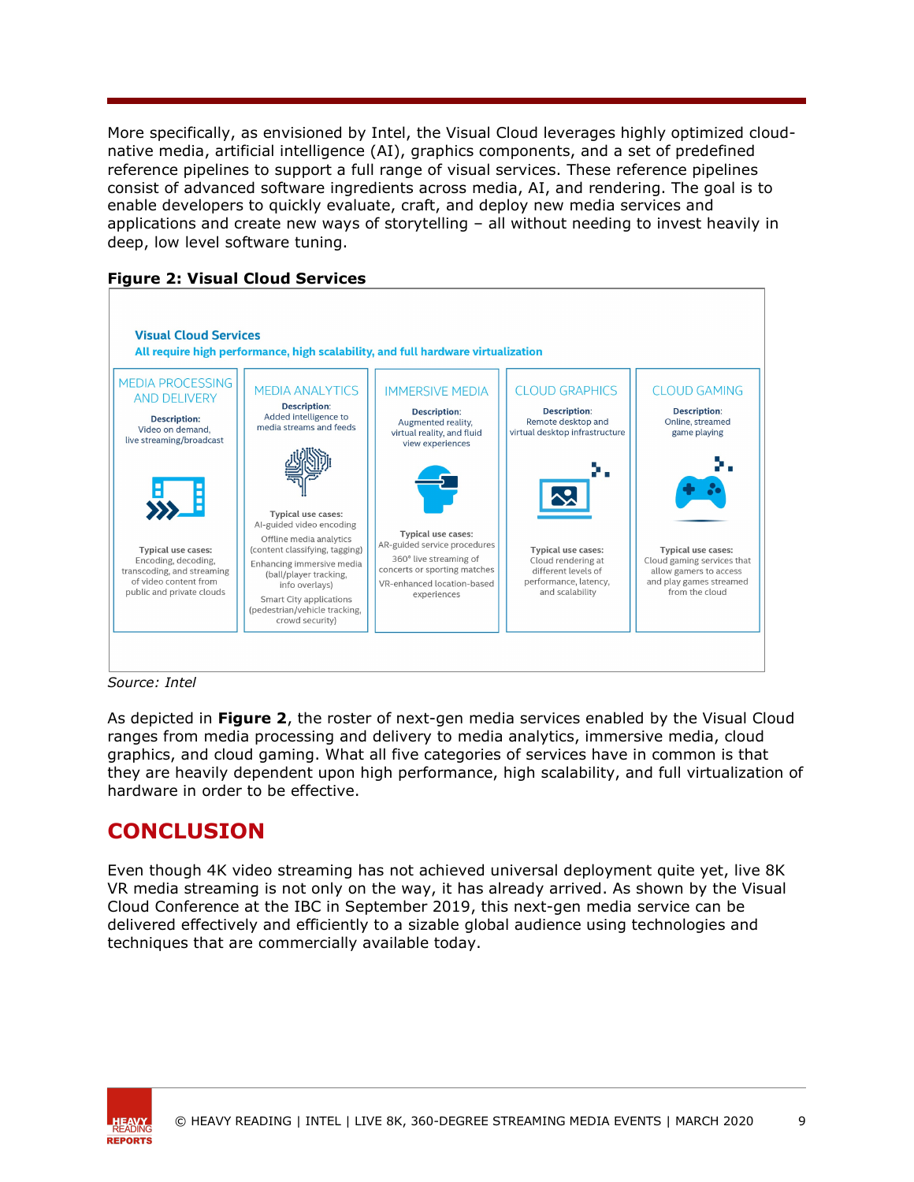More specifically, as envisioned by Intel, the Visual Cloud leverages highly optimized cloud-native media, artificial intelligence (AI), graphics components, and a set of predefined reference pipelines to support a full range of visual services. These reference pipelines consist of advanced software ingredients across media, AI, and rendering. The goal is to enable developers to quickly evaluate, craft, and deploy new media services and applications and create new ways of storytelling – all without needing to invest heavily in deep, low level software tuning.

**Figure 2: Visual Cloud Services**

**Visual Cloud Services**
**All require high performance, high scalability, and full hardware virtualization**

| MEDIA PROCESSING AND DELIVERY | MEDIA ANALYTICS | IMMERSIVE MEDIA | CLOUD GRAPHICS | CLOUD GAMING |
|---|---|---|---|---|
| **Description:** Video on demand, live streaming/broadcast | **Description:** Added intelligence to media streams and feeds | **Description:** Augmented reality, virtual reality, and fluid view experiences | **Description:** Remote desktop and virtual desktop infrastructure | **Description:** Online, streamed game playing |
| **Typical use cases:** Encoding, decoding, transcoding, and streaming of video content from public and private clouds | **Typical use cases:** AI-guided video encoding; Offline media analytics (content classifying, tagging); Enhancing immersive media (ball/player tracking, info overlays); Smart City applications (pedestrian/vehicle tracking, crowd security) | **Typical use cases:** AR-guided service procedures; 360° live streaming of concerts or sporting matches; VR-enhanced location-based experiences | **Typical use cases:** Cloud rendering at different levels of performance, latency, and scalability | **Typical use cases:** Cloud gaming services that allow gamers to access and play games streamed from the cloud |

*Source: Intel*

As depicted in **Figure 2**, the roster of next-gen media services enabled by the Visual Cloud ranges from media processing and delivery to media analytics, immersive media, cloud graphics, and cloud gaming. What all five categories of services have in common is that they are heavily dependent upon high performance, high scalability, and full virtualization of hardware in order to be effective.

## CONCLUSION

Even though 4K video streaming has not achieved universal deployment quite yet, live 8K VR media streaming is not only on the way, it has already arrived. As shown by the Visual Cloud Conference at the IBC in September 2019, this next-gen media service can be delivered effectively and efficiently to a sizable global audience using technologies and techniques that are commercially available today.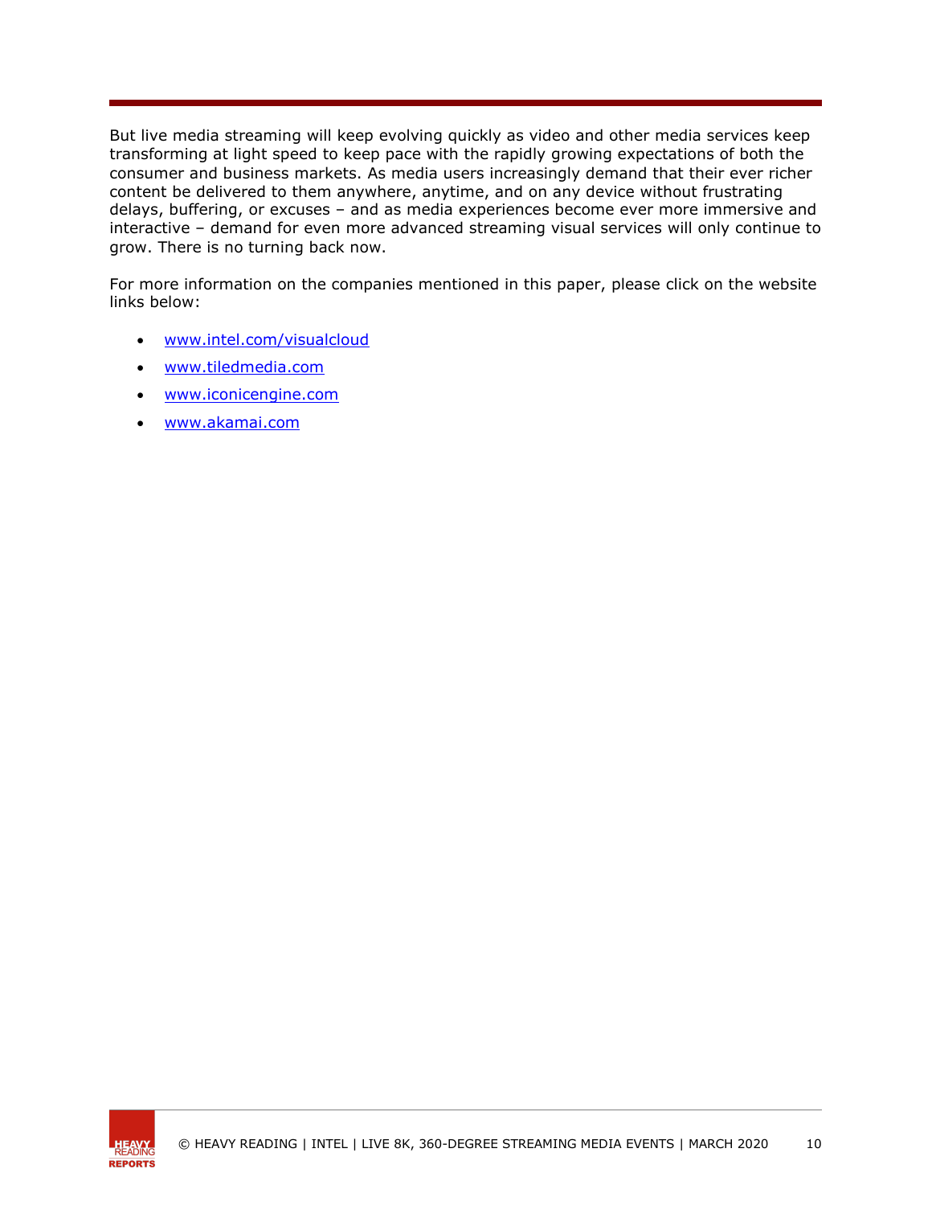But live media streaming will keep evolving quickly as video and other media services keep transforming at light speed to keep pace with the rapidly growing expectations of both the consumer and business markets. As media users increasingly demand that their ever richer content be delivered to them anywhere, anytime, and on any device without frustrating delays, buffering, or excuses – and as media experiences become ever more immersive and interactive – demand for even more advanced streaming visual services will only continue to grow. There is no turning back now.

For more information on the companies mentioned in this paper, please click on the website links below:

- www.intel.com/visualcloud
- www.tiledmedia.com
- www.iconicengine.com
- www.akamai.com